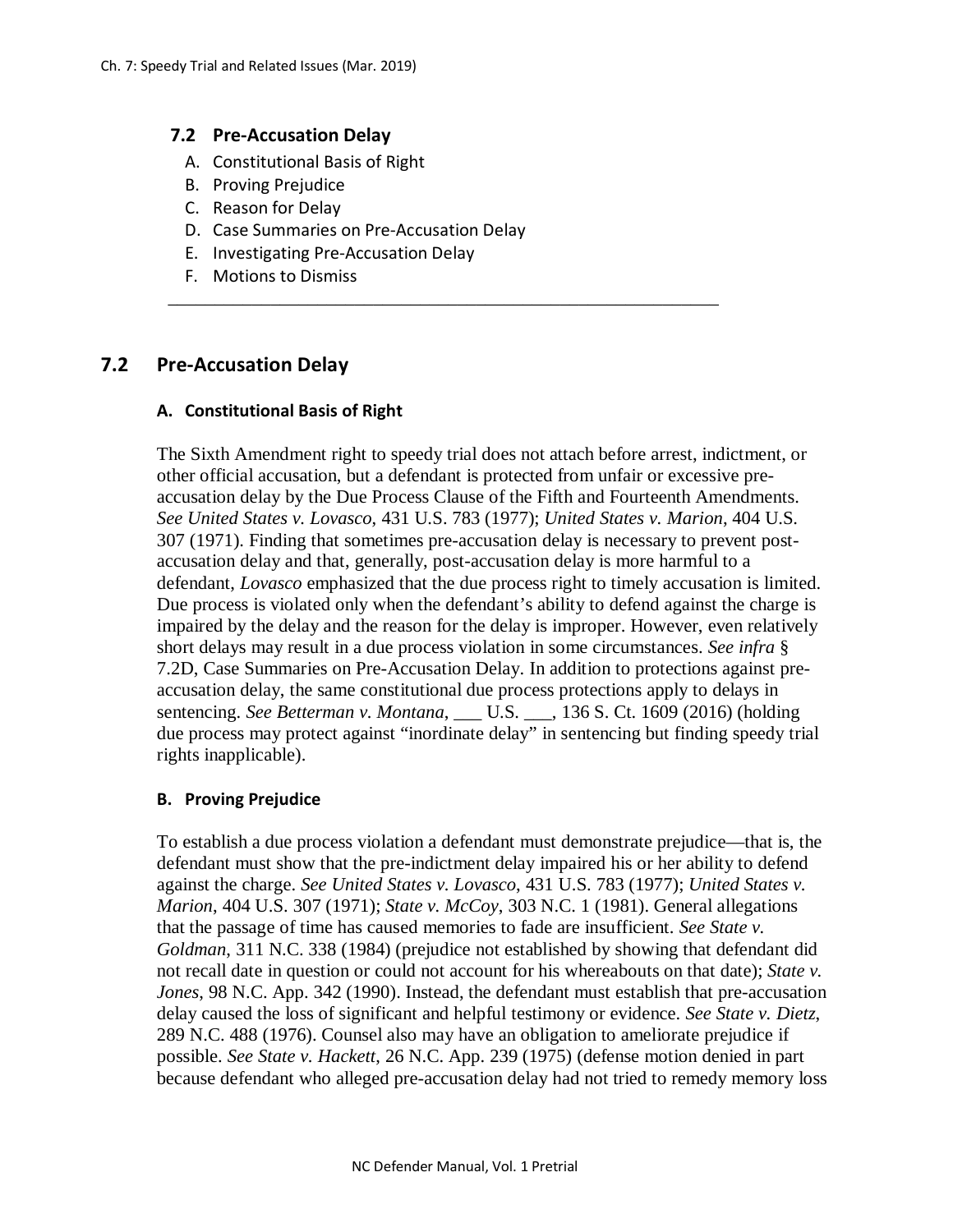## 7.2 Pre-Accusation Delay

A. Constitutional Basis of Right
B. Proving Prejudice
C. Reason for Delay
D. Case Summaries on Pre-Accusation Delay
E. Investigating Pre-Accusation Delay
F. Motions to Dismiss

---

## 7.2 Pre-Accusation Delay

### A. Constitutional Basis of Right

The Sixth Amendment right to speedy trial does not attach before arrest, indictment, or other official accusation, but a defendant is protected from unfair or excessive pre-accusation delay by the Due Process Clause of the Fifth and Fourteenth Amendments. *See United States v. Lovasco*, 431 U.S. 783 (1977); *United States v. Marion*, 404 U.S. 307 (1971). Finding that sometimes pre-accusation delay is necessary to prevent post-accusation delay and that, generally, post-accusation delay is more harmful to a defendant, *Lovasco* emphasized that the due process right to timely accusation is limited. Due process is violated only when the defendant's ability to defend against the charge is impaired by the delay and the reason for the delay is improper. However, even relatively short delays may result in a due process violation in some circumstances. *See infra* § 7.2D, Case Summaries on Pre-Accusation Delay. In addition to protections against pre-accusation delay, the same constitutional due process protections apply to delays in sentencing. *See Betterman v. Montana*, ___ U.S. ___, 136 S. Ct. 1609 (2016) (holding due process may protect against "inordinate delay" in sentencing but finding speedy trial rights inapplicable).

### B. Proving Prejudice

To establish a due process violation a defendant must demonstrate prejudice—that is, the defendant must show that the pre-indictment delay impaired his or her ability to defend against the charge. *See United States v. Lovasco*, 431 U.S. 783 (1977); *United States v. Marion*, 404 U.S. 307 (1971); *State v. McCoy*, 303 N.C. 1 (1981). General allegations that the passage of time has caused memories to fade are insufficient. *See State v. Goldman*, 311 N.C. 338 (1984) (prejudice not established by showing that defendant did not recall date in question or could not account for his whereabouts on that date); *State v. Jones*, 98 N.C. App. 342 (1990). Instead, the defendant must establish that pre-accusation delay caused the loss of significant and helpful testimony or evidence. *See State v. Dietz*, 289 N.C. 488 (1976). Counsel also may have an obligation to ameliorate prejudice if possible. *See State v. Hackett*, 26 N.C. App. 239 (1975) (defense motion denied in part because defendant who alleged pre-accusation delay had not tried to remedy memory loss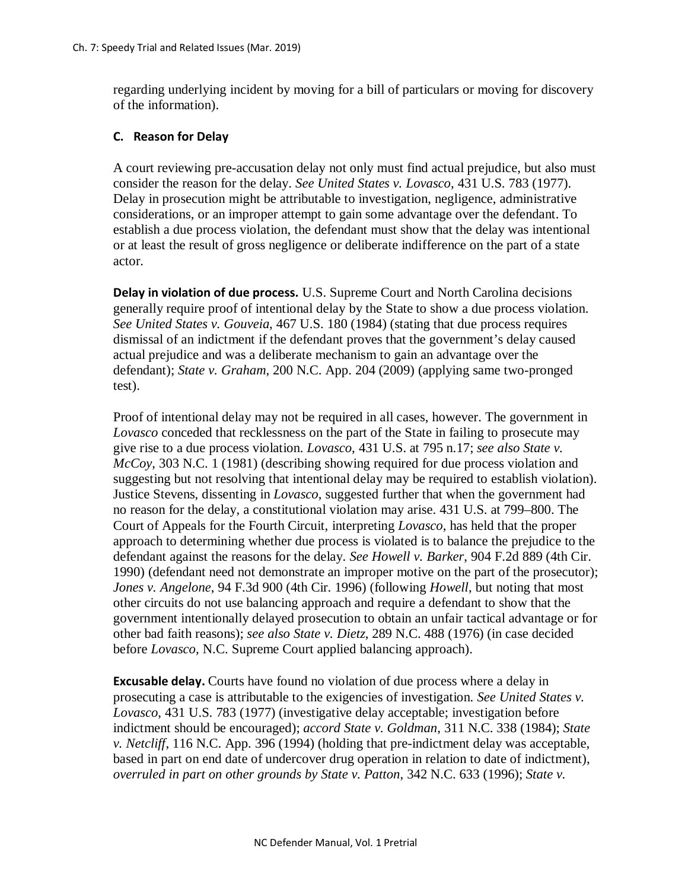regarding underlying incident by moving for a bill of particulars or moving for discovery of the information).

### C. Reason for Delay

A court reviewing pre-accusation delay not only must find actual prejudice, but also must consider the reason for the delay. *See United States v. Lovasco*, 431 U.S. 783 (1977). Delay in prosecution might be attributable to investigation, negligence, administrative considerations, or an improper attempt to gain some advantage over the defendant. To establish a due process violation, the defendant must show that the delay was intentional or at least the result of gross negligence or deliberate indifference on the part of a state actor.

**Delay in violation of due process.** U.S. Supreme Court and North Carolina decisions generally require proof of intentional delay by the State to show a due process violation. *See United States v. Gouveia*, 467 U.S. 180 (1984) (stating that due process requires dismissal of an indictment if the defendant proves that the government's delay caused actual prejudice and was a deliberate mechanism to gain an advantage over the defendant); *State v. Graham*, 200 N.C. App. 204 (2009) (applying same two-pronged test).

Proof of intentional delay may not be required in all cases, however. The government in *Lovasco* conceded that recklessness on the part of the State in failing to prosecute may give rise to a due process violation. *Lovasco*, 431 U.S. at 795 n.17; *see also State v. McCoy*, 303 N.C. 1 (1981) (describing showing required for due process violation and suggesting but not resolving that intentional delay may be required to establish violation). Justice Stevens, dissenting in *Lovasco*, suggested further that when the government had no reason for the delay, a constitutional violation may arise. 431 U.S. at 799–800. The Court of Appeals for the Fourth Circuit, interpreting *Lovasco*, has held that the proper approach to determining whether due process is violated is to balance the prejudice to the defendant against the reasons for the delay. *See Howell v. Barker*, 904 F.2d 889 (4th Cir. 1990) (defendant need not demonstrate an improper motive on the part of the prosecutor); *Jones v. Angelone*, 94 F.3d 900 (4th Cir. 1996) (following *Howell*, but noting that most other circuits do not use balancing approach and require a defendant to show that the government intentionally delayed prosecution to obtain an unfair tactical advantage or for other bad faith reasons); *see also State v. Dietz*, 289 N.C. 488 (1976) (in case decided before *Lovasco*, N.C. Supreme Court applied balancing approach).

**Excusable delay.** Courts have found no violation of due process where a delay in prosecuting a case is attributable to the exigencies of investigation. *See United States v. Lovasco*, 431 U.S. 783 (1977) (investigative delay acceptable; investigation before indictment should be encouraged); *accord State v. Goldman*, 311 N.C. 338 (1984); *State v. Netcliff*, 116 N.C. App. 396 (1994) (holding that pre-indictment delay was acceptable, based in part on end date of undercover drug operation in relation to date of indictment), *overruled in part on other grounds by State v. Patton*, 342 N.C. 633 (1996); *State v.*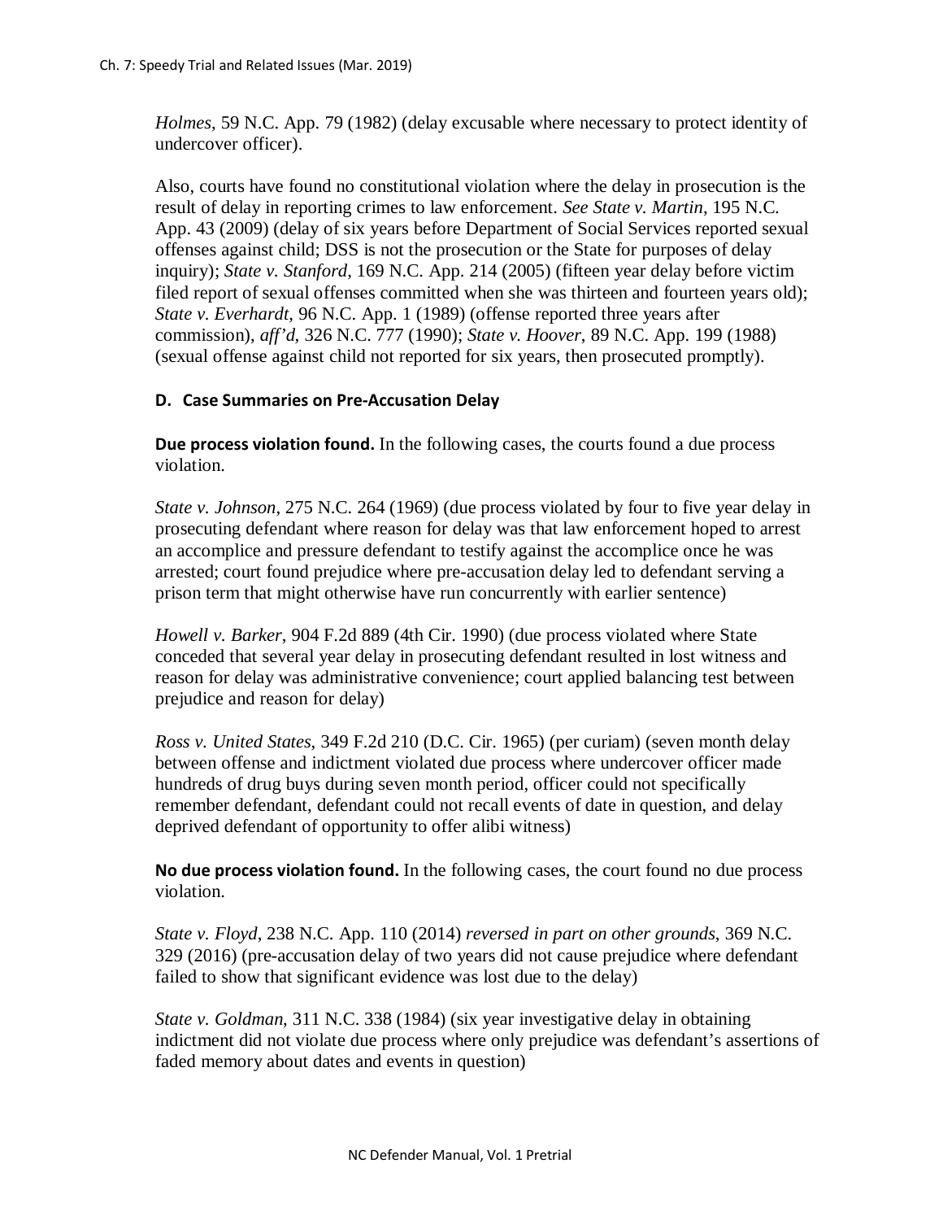*Holmes*, 59 N.C. App. 79 (1982) (delay excusable where necessary to protect identity of undercover officer).

Also, courts have found no constitutional violation where the delay in prosecution is the result of delay in reporting crimes to law enforcement. *See State v. Martin*, 195 N.C. App. 43 (2009) (delay of six years before Department of Social Services reported sexual offenses against child; DSS is not the prosecution or the State for purposes of delay inquiry); *State v. Stanford*, 169 N.C. App. 214 (2005) (fifteen year delay before victim filed report of sexual offenses committed when she was thirteen and fourteen years old); *State v. Everhardt*, 96 N.C. App. 1 (1989) (offense reported three years after commission), *aff'd*, 326 N.C. 777 (1990); *State v. Hoover*, 89 N.C. App. 199 (1988) (sexual offense against child not reported for six years, then prosecuted promptly).

### D. Case Summaries on Pre-Accusation Delay

**Due process violation found.** In the following cases, the courts found a due process violation.

*State v. Johnson*, 275 N.C. 264 (1969) (due process violated by four to five year delay in prosecuting defendant where reason for delay was that law enforcement hoped to arrest an accomplice and pressure defendant to testify against the accomplice once he was arrested; court found prejudice where pre-accusation delay led to defendant serving a prison term that might otherwise have run concurrently with earlier sentence)

*Howell v. Barker*, 904 F.2d 889 (4th Cir. 1990) (due process violated where State conceded that several year delay in prosecuting defendant resulted in lost witness and reason for delay was administrative convenience; court applied balancing test between prejudice and reason for delay)

*Ross v. United States*, 349 F.2d 210 (D.C. Cir. 1965) (per curiam) (seven month delay between offense and indictment violated due process where undercover officer made hundreds of drug buys during seven month period, officer could not specifically remember defendant, defendant could not recall events of date in question, and delay deprived defendant of opportunity to offer alibi witness)

**No due process violation found.** In the following cases, the court found no due process violation.

*State v. Floyd*, 238 N.C. App. 110 (2014) *reversed in part on other grounds*, 369 N.C. 329 (2016) (pre-accusation delay of two years did not cause prejudice where defendant failed to show that significant evidence was lost due to the delay)

*State v. Goldman*, 311 N.C. 338 (1984) (six year investigative delay in obtaining indictment did not violate due process where only prejudice was defendant's assertions of faded memory about dates and events in question)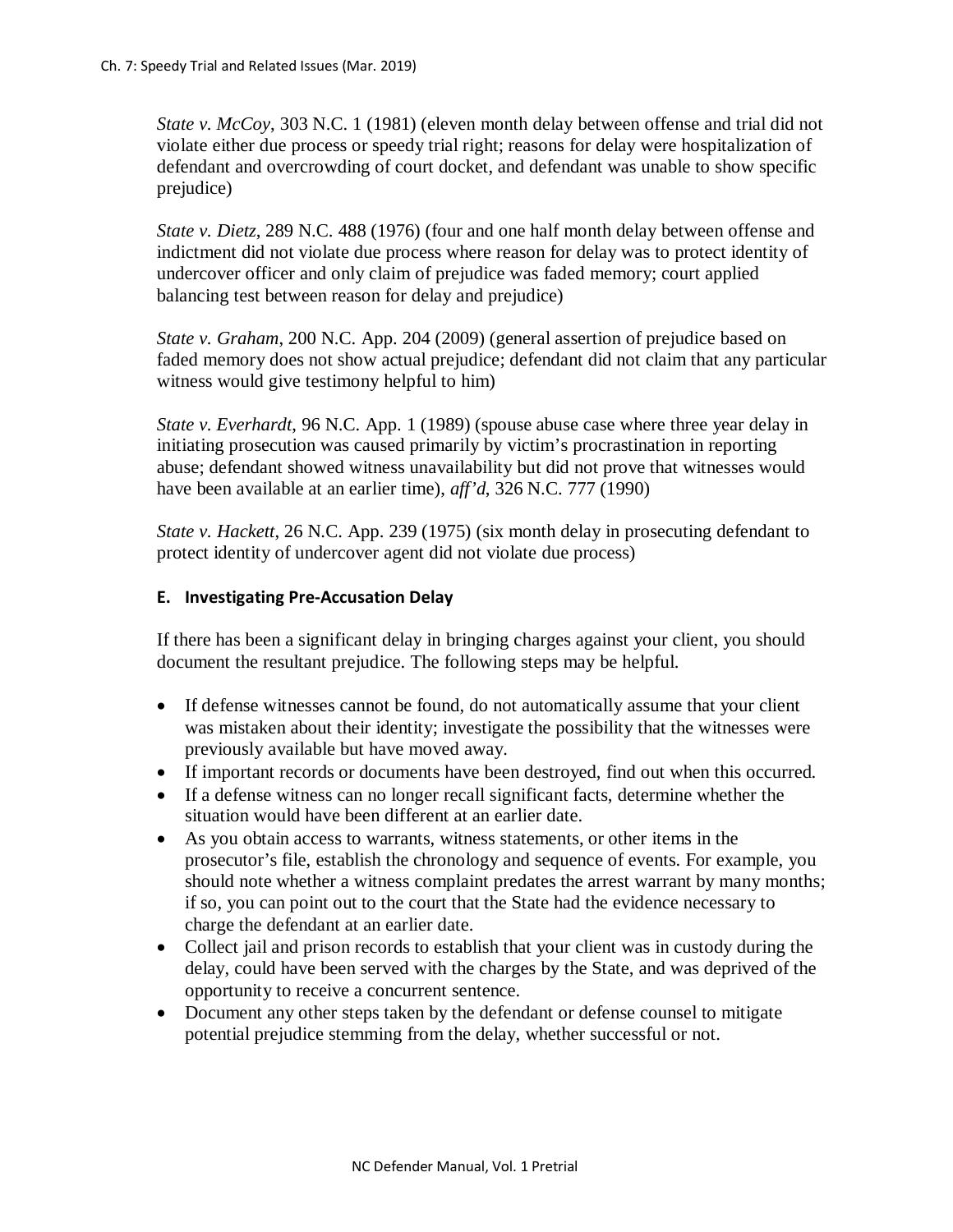*State v. McCoy*, 303 N.C. 1 (1981) (eleven month delay between offense and trial did not violate either due process or speedy trial right; reasons for delay were hospitalization of defendant and overcrowding of court docket, and defendant was unable to show specific prejudice)

*State v. Dietz*, 289 N.C. 488 (1976) (four and one half month delay between offense and indictment did not violate due process where reason for delay was to protect identity of undercover officer and only claim of prejudice was faded memory; court applied balancing test between reason for delay and prejudice)

*State v. Graham*, 200 N.C. App. 204 (2009) (general assertion of prejudice based on faded memory does not show actual prejudice; defendant did not claim that any particular witness would give testimony helpful to him)

*State v. Everhardt*, 96 N.C. App. 1 (1989) (spouse abuse case where three year delay in initiating prosecution was caused primarily by victim's procrastination in reporting abuse; defendant showed witness unavailability but did not prove that witnesses would have been available at an earlier time), *aff'd*, 326 N.C. 777 (1990)

*State v. Hackett*, 26 N.C. App. 239 (1975) (six month delay in prosecuting defendant to protect identity of undercover agent did not violate due process)

### E. Investigating Pre-Accusation Delay

If there has been a significant delay in bringing charges against your client, you should document the resultant prejudice. The following steps may be helpful.

- If defense witnesses cannot be found, do not automatically assume that your client was mistaken about their identity; investigate the possibility that the witnesses were previously available but have moved away.
- If important records or documents have been destroyed, find out when this occurred.
- If a defense witness can no longer recall significant facts, determine whether the situation would have been different at an earlier date.
- As you obtain access to warrants, witness statements, or other items in the prosecutor's file, establish the chronology and sequence of events. For example, you should note whether a witness complaint predates the arrest warrant by many months; if so, you can point out to the court that the State had the evidence necessary to charge the defendant at an earlier date.
- Collect jail and prison records to establish that your client was in custody during the delay, could have been served with the charges by the State, and was deprived of the opportunity to receive a concurrent sentence.
- Document any other steps taken by the defendant or defense counsel to mitigate potential prejudice stemming from the delay, whether successful or not.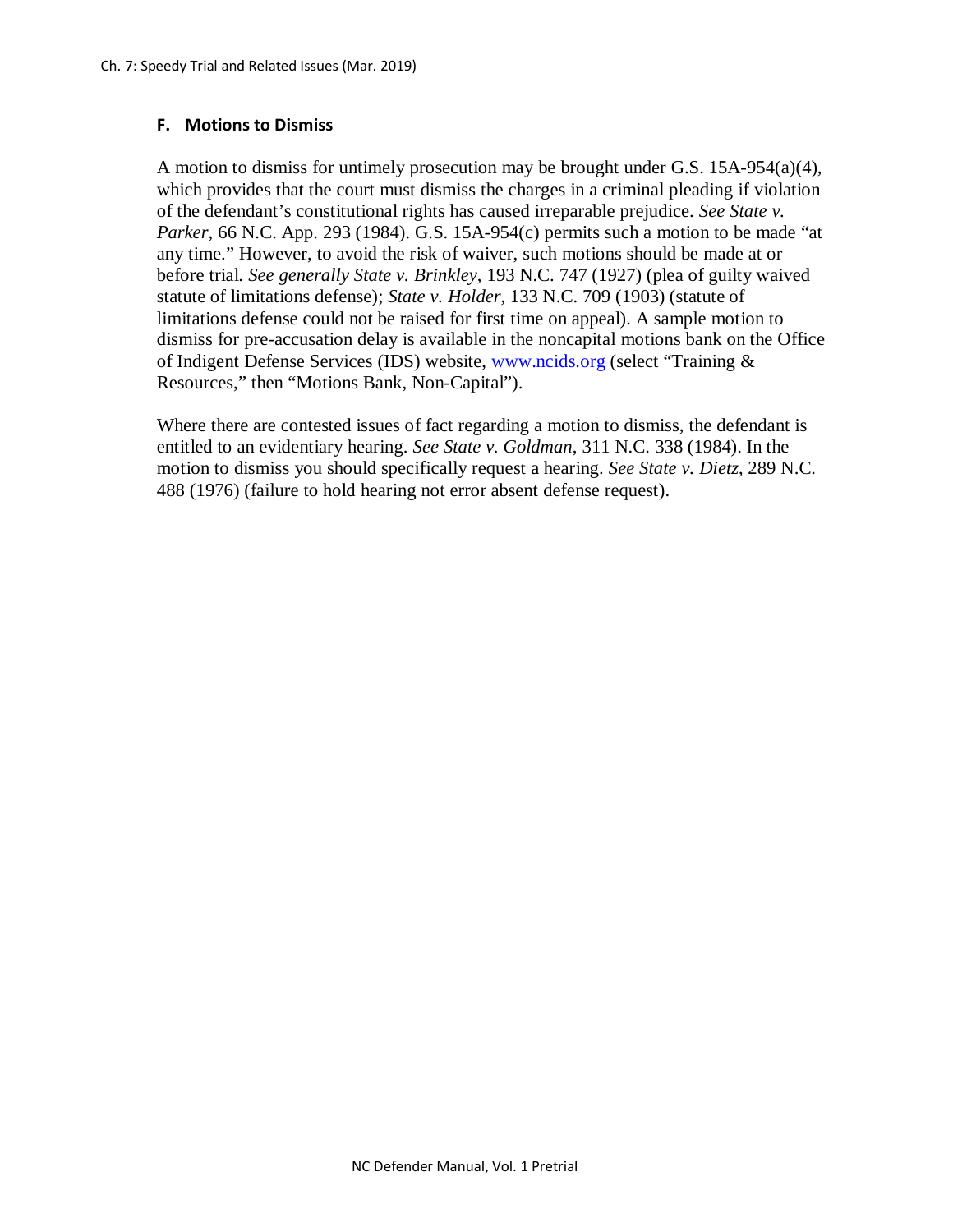### F. Motions to Dismiss

A motion to dismiss for untimely prosecution may be brought under G.S. 15A-954(a)(4), which provides that the court must dismiss the charges in a criminal pleading if violation of the defendant's constitutional rights has caused irreparable prejudice. *See State v. Parker*, 66 N.C. App. 293 (1984). G.S. 15A-954(c) permits such a motion to be made "at any time." However, to avoid the risk of waiver, such motions should be made at or before trial. *See generally State v. Brinkley*, 193 N.C. 747 (1927) (plea of guilty waived statute of limitations defense); *State v. Holder*, 133 N.C. 709 (1903) (statute of limitations defense could not be raised for first time on appeal). A sample motion to dismiss for pre-accusation delay is available in the noncapital motions bank on the Office of Indigent Defense Services (IDS) website, [www.ncids.org](http://www.ncids.org) (select "Training & Resources," then "Motions Bank, Non-Capital").

Where there are contested issues of fact regarding a motion to dismiss, the defendant is entitled to an evidentiary hearing. *See State v. Goldman*, 311 N.C. 338 (1984). In the motion to dismiss you should specifically request a hearing. *See State v. Dietz*, 289 N.C. 488 (1976) (failure to hold hearing not error absent defense request).